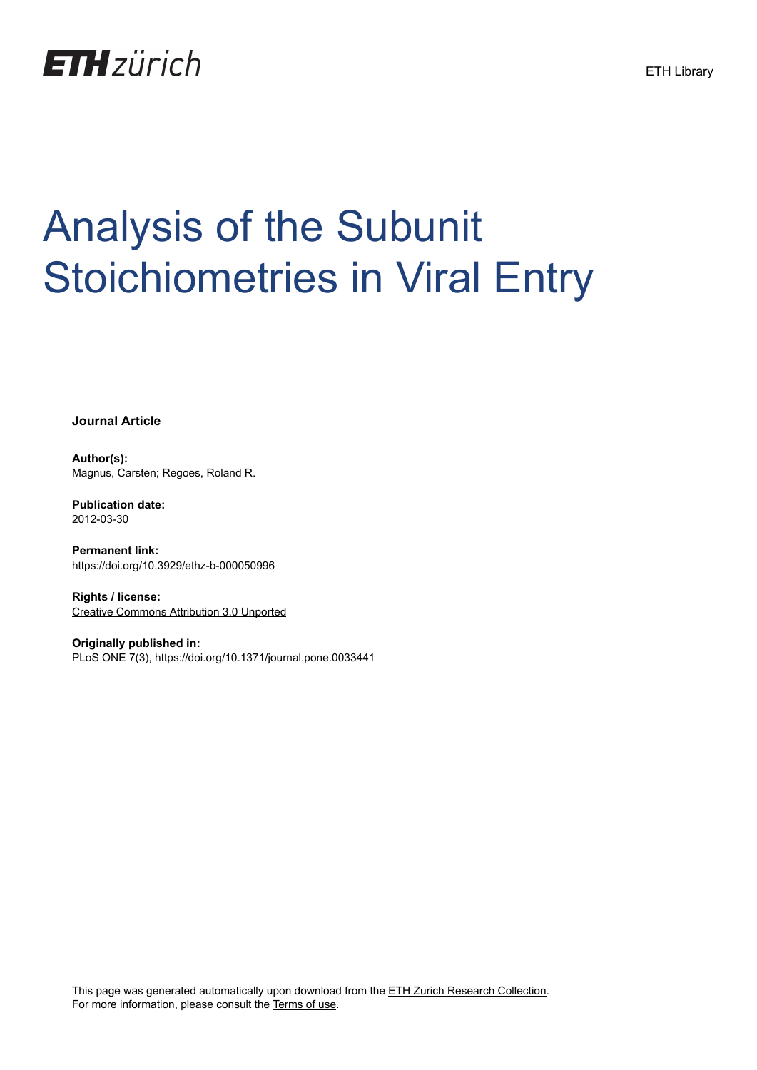ETH zürich

ETH Library

# Analysis of the Subunit Stoichiometries in Viral Entry

**Journal Article**

**Author(s):**
Magnus, Carsten; Regoes, Roland R.

**Publication date:**
2012-03-30

**Permanent link:**
https://doi.org/10.3929/ethz-b-000050996

**Rights / license:**
Creative Commons Attribution 3.0 Unported

**Originally published in:**
PLoS ONE 7(3), https://doi.org/10.1371/journal.pone.0033441

This page was generated automatically upon download from the ETH Zurich Research Collection.
For more information, please consult the Terms of use.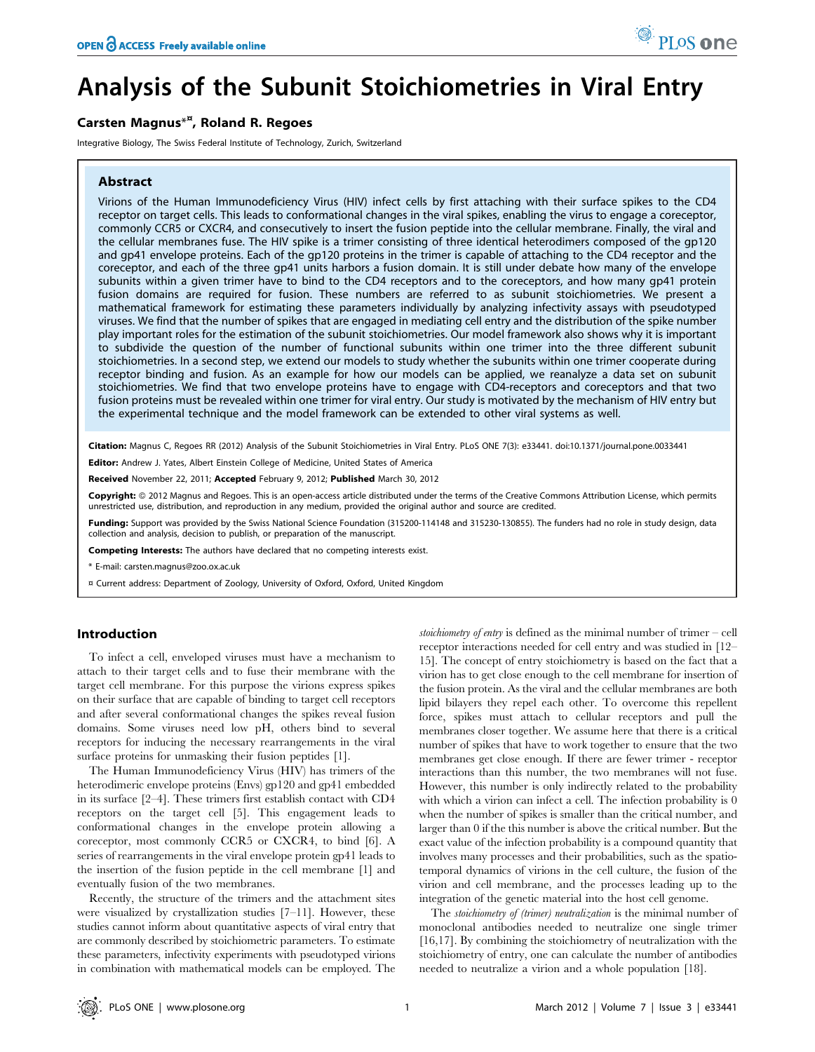# Analysis of the Subunit Stoichiometries in Viral Entry

**Carsten Magnus*[¤], Roland R. Regoes**

Integrative Biology, The Swiss Federal Institute of Technology, Zurich, Switzerland

## Abstract

Virions of the Human Immunodeficiency Virus (HIV) infect cells by first attaching with their surface spikes to the CD4 receptor on target cells. This leads to conformational changes in the viral spikes, enabling the virus to engage a coreceptor, commonly CCR5 or CXCR4, and consecutively to insert the fusion peptide into the cellular membrane. Finally, the viral and the cellular membranes fuse. The HIV spike is a trimer consisting of three identical heterodimers composed of the gp120 and gp41 envelope proteins. Each of the gp120 proteins in the trimer is capable of attaching to the CD4 receptor and the coreceptor, and each of the three gp41 units harbors a fusion domain. It is still under debate how many of the envelope subunits within a given trimer have to bind to the CD4 receptors and to the coreceptors, and how many gp41 protein fusion domains are required for fusion. These numbers are referred to as subunit stoichiometries. We present a mathematical framework for estimating these parameters individually by analyzing infectivity assays with pseudotyped viruses. We find that the number of spikes that are engaged in mediating cell entry and the distribution of the spike number play important roles for the estimation of the subunit stoichiometries. Our model framework also shows why it is important to subdivide the question of the number of functional subunits within one trimer into the three different subunit stoichiometries. In a second step, we extend our models to study whether the subunits within one trimer cooperate during receptor binding and fusion. As an example for how our models can be applied, we reanalyze a data set on subunit stoichiometries. We find that two envelope proteins have to engage with CD4-receptors and coreceptors and that two fusion proteins must be revealed within one trimer for viral entry. Our study is motivated by the mechanism of HIV entry but the experimental technique and the model framework can be extended to other viral systems as well.

**Citation:** Magnus C, Regoes RR (2012) Analysis of the Subunit Stoichiometries in Viral Entry. PLoS ONE 7(3): e33441. doi:10.1371/journal.pone.0033441

**Editor:** Andrew J. Yates, Albert Einstein College of Medicine, United States of America

**Received** November 22, 2011; **Accepted** February 9, 2012; **Published** March 30, 2012

**Copyright:** © 2012 Magnus and Regoes. This is an open-access article distributed under the terms of the Creative Commons Attribution License, which permits unrestricted use, distribution, and reproduction in any medium, provided the original author and source are credited.

**Funding:** Support was provided by the Swiss National Science Foundation (315200-114148 and 315230-130855). The funders had no role in study design, data collection and analysis, decision to publish, or preparation of the manuscript.

**Competing Interests:** The authors have declared that no competing interests exist.

\* E-mail: carsten.magnus@zoo.ox.ac.uk

¤ Current address: Department of Zoology, University of Oxford, Oxford, United Kingdom

## Introduction

To infect a cell, enveloped viruses must have a mechanism to attach to their target cells and to fuse their membrane with the target cell membrane. For this purpose the virions express spikes on their surface that are capable of binding to target cell receptors and after several conformational changes the spikes reveal fusion domains. Some viruses need low pH, others bind to several receptors for inducing the necessary rearrangements in the viral surface proteins for unmasking their fusion peptides [1].

The Human Immunodeficiency Virus (HIV) has trimers of the heterodimeric envelope proteins (Envs) gp120 and gp41 embedded in its surface [2–4]. These trimers first establish contact with CD4 receptors on the target cell [5]. This engagement leads to conformational changes in the envelope protein allowing a coreceptor, most commonly CCR5 or CXCR4, to bind [6]. A series of rearrangements in the viral envelope protein gp41 leads to the insertion of the fusion peptide in the cell membrane [1] and eventually fusion of the two membranes.

Recently, the structure of the trimers and the attachment sites were visualized by crystallization studies [7–11]. However, these studies cannot inform about quantitative aspects of viral entry that are commonly described by stoichiometric parameters. To estimate these parameters, infectivity experiments with pseudotyped virions in combination with mathematical models can be employed. The *stoichiometry of entry* is defined as the minimal number of trimer – cell receptor interactions needed for cell entry and was studied in [12–15]. The concept of entry stoichiometry is based on the fact that a virion has to get close enough to the cell membrane for insertion of the fusion protein. As the viral and the cellular membranes are both lipid bilayers they repel each other. To overcome this repellent force, spikes must attach to cellular receptors and pull the membranes closer together. We assume here that there is a critical number of spikes that have to work together to ensure that the two membranes get close enough. If there are fewer trimer - receptor interactions than this number, the two membranes will not fuse. However, this number is only indirectly related to the probability with which a virion can infect a cell. The infection probability is 0 when the number of spikes is smaller than the critical number, and larger than 0 if the this number is above the critical number. But the exact value of the infection probability is a compound quantity that involves many processes and their probabilities, such as the spatio-temporal dynamics of virions in the cell culture, the fusion of the virion and cell membrane, and the processes leading up to the integration of the genetic material into the host cell genome.

The *stoichiometry of (trimer) neutralization* is the minimal number of monoclonal antibodies needed to neutralize one single trimer [16,17]. By combining the stoichiometry of neutralization with the stoichiometry of entry, one can calculate the number of antibodies needed to neutralize a virion and a whole population [18].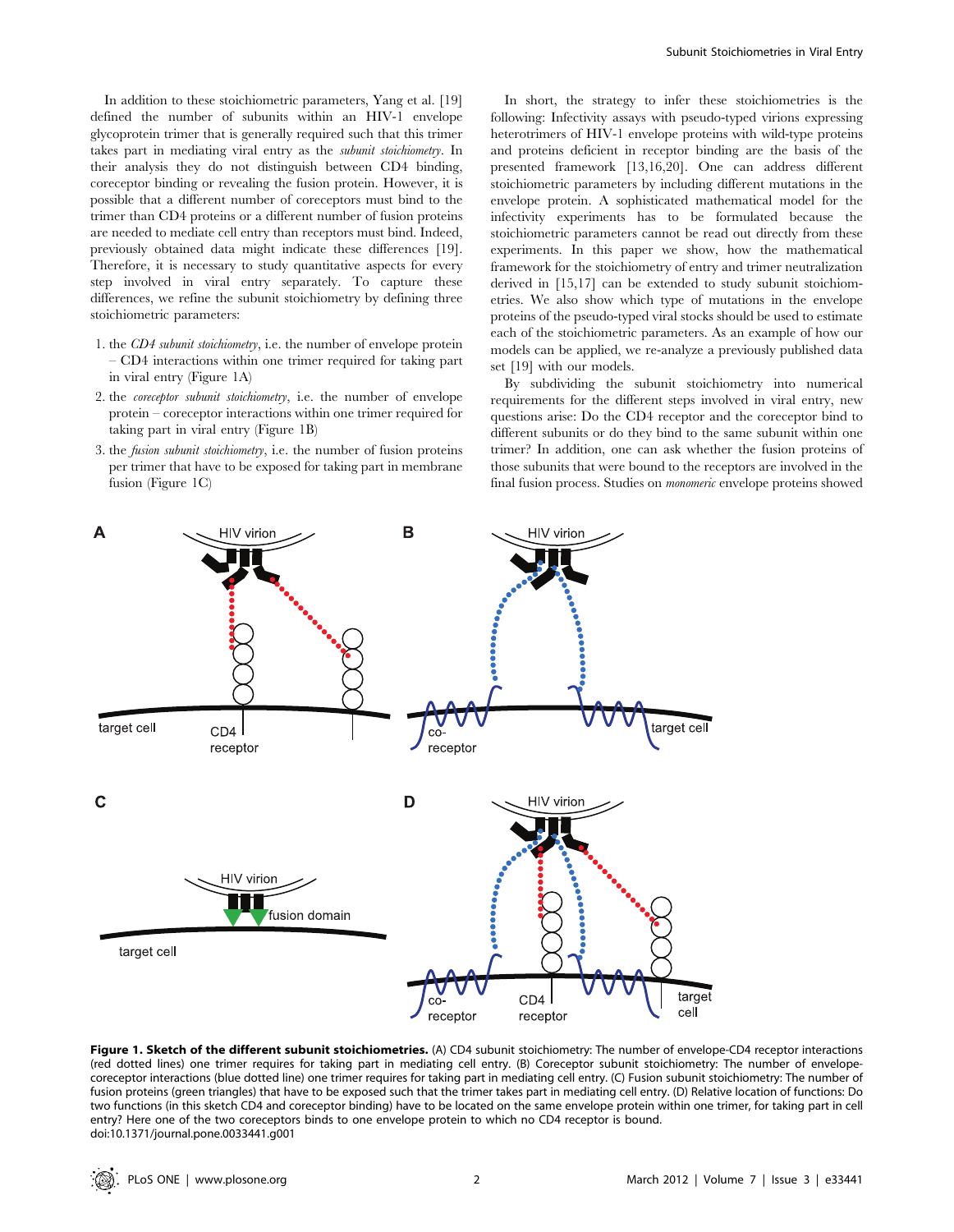In addition to these stoichiometric parameters, Yang et al. [19] defined the number of subunits within an HIV-1 envelope glycoprotein trimer that is generally required such that this trimer takes part in mediating viral entry as the *subunit stoichiometry*. In their analysis they do not distinguish between CD4 binding, coreceptor binding or revealing the fusion protein. However, it is possible that a different number of coreceptors must bind to the trimer than CD4 proteins or a different number of fusion proteins are needed to mediate cell entry than receptors must bind. Indeed, previously obtained data might indicate these differences [19]. Therefore, it is necessary to study quantitative aspects for every step involved in viral entry separately. To capture these differences, we refine the subunit stoichiometry by defining three stoichiometric parameters:

1. the *CD4 subunit stoichiometry*, i.e. the number of envelope protein – CD4 interactions within one trimer required for taking part in viral entry (Figure 1A)
2. the *coreceptor subunit stoichiometry*, i.e. the number of envelope protein – coreceptor interactions within one trimer required for taking part in viral entry (Figure 1B)
3. the *fusion subunit stoichiometry*, i.e. the number of fusion proteins per trimer that have to be exposed for taking part in membrane fusion (Figure 1C)

In short, the strategy to infer these stoichiometries is the following: Infectivity assays with pseudo-typed virions expressing heterotrimers of HIV-1 envelope proteins with wild-type proteins and proteins deficient in receptor binding are the basis of the presented framework [13,16,20]. One can address different stoichiometric parameters by including different mutations in the envelope protein. A sophisticated mathematical model for the infectivity experiments has to be formulated because the stoichiometric parameters cannot be read out directly from these experiments. In this paper we show, how the mathematical framework for the stoichiometry of entry and trimer neutralization derived in [15,17] can be extended to study subunit stoichiometries. We also show which type of mutations in the envelope proteins of the pseudo-typed viral stocks should be used to estimate each of the stoichiometric parameters. As an example of how our models can be applied, we re-analyze a previously published data set [19] with our models.

By subdividing the subunit stoichiometry into numerical requirements for the different steps involved in viral entry, new questions arise: Do the CD4 receptor and the coreceptor bind to different subunits or do they bind to the same subunit within one trimer? In addition, one can ask whether the fusion proteins of those subunits that were bound to the receptors are involved in the final fusion process. Studies on *monomeric* envelope proteins showed

**Figure 1. Sketch of the different subunit stoichiometries.** (A) CD4 subunit stoichiometry: The number of envelope-CD4 receptor interactions (red dotted lines) one trimer requires for taking part in mediating cell entry. (B) Coreceptor subunit stoichiometry: The number of envelope-coreceptor interactions (blue dotted line) one trimer requires for taking part in mediating cell entry. (C) Fusion subunit stoichiometry: The number of fusion proteins (green triangles) that have to be exposed such that the trimer takes part in mediating cell entry. (D) Relative location of functions: Do two functions (in this sketch CD4 and coreceptor binding) have to be located on the same envelope protein within one trimer, for taking part in cell entry? Here one of the two coreceptors binds to one envelope protein to which no CD4 receptor is bound.
doi:10.1371/journal.pone.0033441.g001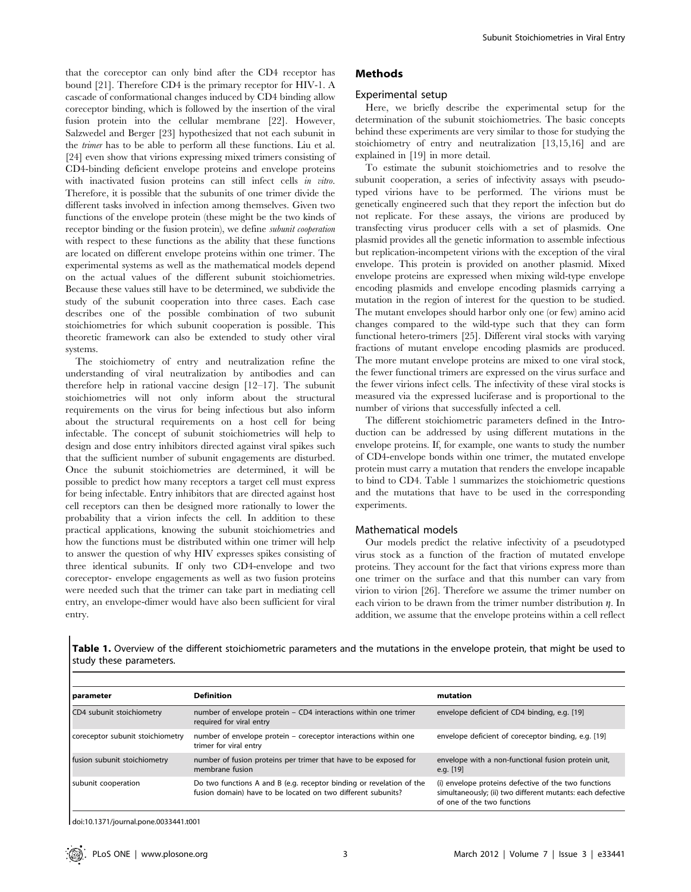that the coreceptor can only bind after the CD4 receptor has bound [21]. Therefore CD4 is the primary receptor for HIV-1. A cascade of conformational changes induced by CD4 binding allow coreceptor binding, which is followed by the insertion of the viral fusion protein into the cellular membrane [22]. However, Salzwedel and Berger [23] hypothesized that not each subunit in the *trimer* has to be able to perform all these functions. Liu et al. [24] even show that virions expressing mixed trimers consisting of CD4-binding deficient envelope proteins and envelope proteins with inactivated fusion proteins can still infect cells *in vitro*. Therefore, it is possible that the subunits of one trimer divide the different tasks involved in infection among themselves. Given two functions of the envelope protein (these might be the two kinds of receptor binding or the fusion protein), we define *subunit cooperation* with respect to these functions as the ability that these functions are located on different envelope proteins within one trimer. The experimental systems as well as the mathematical models depend on the actual values of the different subunit stoichiometries. Because these values still have to be determined, we subdivide the study of the subunit cooperation into three cases. Each case describes one of the possible combination of two subunit stoichiometries for which subunit cooperation is possible. This theoretic framework can also be extended to study other viral systems.

The stoichiometry of entry and neutralization refine the understanding of viral neutralization by antibodies and can therefore help in rational vaccine design [12–17]. The subunit stoichiometries will not only inform about the structural requirements on the virus for being infectious but also inform about the structural requirements on a host cell for being infectable. The concept of subunit stoichiometries will help to design and dose entry inhibitors directed against viral spikes such that the sufficient number of subunit engagements are disturbed. Once the subunit stoichiometries are determined, it will be possible to predict how many receptors a target cell must express for being infectable. Entry inhibitors that are directed against host cell receptors can then be designed more rationally to lower the probability that a virion infects the cell. In addition to these practical applications, knowing the subunit stoichiometries and how the functions must be distributed within one trimer will help to answer the question of why HIV expresses spikes consisting of three identical subunits. If only two CD4-envelope and two coreceptor- envelope engagements as well as two fusion proteins were needed such that the trimer can take part in mediating cell entry, an envelope-dimer would have also been sufficient for viral entry.

## Methods

### Experimental setup

Here, we briefly describe the experimental setup for the determination of the subunit stoichiometries. The basic concepts behind these experiments are very similar to those for studying the stoichiometry of entry and neutralization [13,15,16] and are explained in [19] in more detail.

To estimate the subunit stoichiometries and to resolve the subunit cooperation, a series of infectivity assays with pseudotyped virions have to be performed. The virions must be genetically engineered such that they report the infection but do not replicate. For these assays, the virions are produced by transfecting virus producer cells with a set of plasmids. One plasmid provides all the genetic information to assemble infectious but replication-incompetent virions with the exception of the viral envelope. This protein is provided on another plasmid. Mixed envelope proteins are expressed when mixing wild-type envelope encoding plasmids and envelope encoding plasmids carrying a mutation in the region of interest for the question to be studied. The mutant envelopes should harbor only one (or few) amino acid changes compared to the wild-type such that they can form functional hetero-trimers [25]. Different viral stocks with varying fractions of mutant envelope encoding plasmids are produced. The more mutant envelope proteins are mixed to one viral stock, the fewer functional trimers are expressed on the virus surface and the fewer virions infect cells. The infectivity of these viral stocks is measured via the expressed luciferase and is proportional to the number of virions that successfully infected a cell.

The different stoichiometric parameters defined in the Introduction can be addressed by using different mutations in the envelope proteins. If, for example, one wants to study the number of CD4-envelope bonds within one trimer, the mutated envelope protein must carry a mutation that renders the envelope incapable to bind to CD4. Table 1 summarizes the stoichiometric questions and the mutations that have to be used in the corresponding experiments.

### Mathematical models

Our models predict the relative infectivity of a pseudotyped virus stock as a function of the fraction of mutated envelope proteins. They account for the fact that virions express more than one trimer on the surface and that this number can vary from virion to virion [26]. Therefore we assume the trimer number on each virion to be drawn from the trimer number distribution $\eta$. In addition, we assume that the envelope proteins within a cell reflect

**Table 1.** Overview of the different stoichiometric parameters and the mutations in the envelope protein, that might be used to study these parameters.

| parameter | Definition | mutation |
|---|---|---|
| CD4 subunit stoichiometry | number of envelope protein – CD4 interactions within one trimer required for viral entry | envelope deficient of CD4 binding, e.g. [19] |
| coreceptor subunit stoichiometry | number of envelope protein – coreceptor interactions within one trimer for viral entry | envelope deficient of coreceptor binding, e.g. [19] |
| fusion subunit stoichiometry | number of fusion proteins per trimer that have to be exposed for membrane fusion | envelope with a non-functional fusion protein unit, e.g. [19] |
| subunit cooperation | Do two functions A and B (e.g. receptor binding or revelation of the fusion domain) have to be located on two different subunits? | (i) envelope proteins defective of the two functions simultaneously; (ii) two different mutants: each defective of one of the two functions |

doi:10.1371/journal.pone.0033441.t001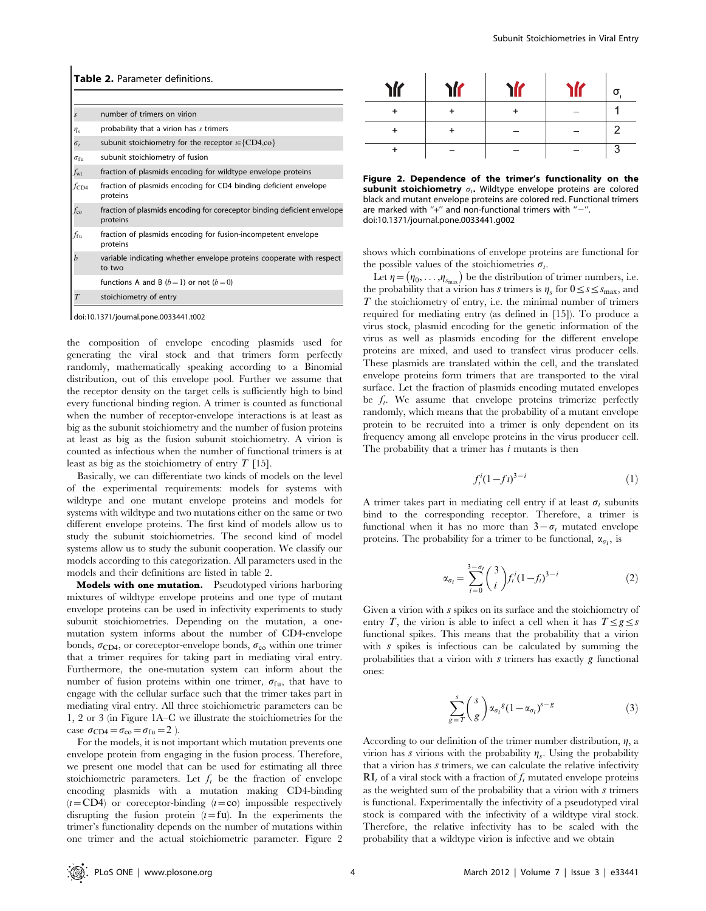**Table 2.** Parameter definitions.

| | |
|---|---|
| $s$ | number of trimers on virion |
| $\eta_s$ | probability that a virion has $s$ trimers |
| $\sigma_\iota$ | subunit stoichiometry for the receptor $\iota\in\{\text{CD4,co}\}$ |
| $\sigma_{\text{fu}}$ | subunit stoichiometry of fusion |
| $f_{\text{wt}}$ | fraction of plasmids encoding for wildtype envelope proteins |
| $f_{\text{CD4}}$ | fraction of plasmids encoding for CD4 binding deficient envelope proteins |
| $f_{\text{co}}$ | fraction of plasmids encoding for coreceptor binding deficient envelope proteins |
| $f_{\text{fu}}$ | fraction of plasmids encoding for fusion-incompetent envelope proteins |
| $b$ | variable indicating whether envelope proteins cooperate with respect to two functions A and B ($b=1$) or not ($b=0$) |
| $T$ | stoichiometry of entry |

doi:10.1371/journal.pone.0033441.t002

the composition of envelope encoding plasmids used for generating the viral stock and that trimers form perfectly randomly, mathematically speaking according to a Binomial distribution, out of this envelope pool. Further we assume that the receptor density on the target cells is sufficiently high to bind every functional binding region. A trimer is counted as functional when the number of receptor-envelope interactions is at least as big as the subunit stoichiometry and the number of fusion proteins at least as big as the fusion subunit stoichiometry. A virion is counted as infectious when the number of functional trimers is at least as big as the stoichiometry of entry $T$ [15].

Basically, we can differentiate two kinds of models on the level of the experimental requirements: models for systems with wildtype and one mutant envelope proteins and models for systems with wildtype and two mutations either on the same or two different envelope proteins. The first kind of models allow us to study the subunit stoichiometries. The second kind of model systems allow us to study the subunit cooperation. We classify our models according to this categorization. All parameters used in the models and their definitions are listed in table 2.

**Models with one mutation.** Pseudotyped virions harboring mixtures of wildtype envelope proteins and one type of mutant envelope proteins can be used in infectivity experiments to study subunit stoichiometries. Depending on the mutation, a one-mutation system informs about the number of CD4-envelope bonds, $\sigma_{\text{CD4}}$, or coreceptor-envelope bonds, $\sigma_{\text{co}}$ within one trimer that a trimer requires for taking part in mediating viral entry. Furthermore, the one-mutation system can inform about the number of fusion proteins within one trimer, $\sigma_{\text{fu}}$, that have to engage with the cellular surface such that the trimer takes part in mediating viral entry. All three stoichiometric parameters can be 1, 2 or 3 (in Figure 1A–C we illustrate the stoichiometries for the case $\sigma_{\text{CD4}}=\sigma_{\text{co}}=\sigma_{\text{fu}}=2$ ).

For the models, it is not important which mutation prevents one envelope protein from engaging in the fusion process. Therefore, we present one model that can be used for estimating all three stoichiometric parameters. Let $f_\iota$ be the fraction of envelope encoding plasmids with a mutation making CD4-binding ($\iota=\text{CD4}$) or coreceptor-binding ($\iota=\text{co}$) impossible respectively disrupting the fusion protein ($\iota=\text{fu}$). In the experiments the trimer's functionality depends on the number of mutations within one trimer and the actual stoichiometric parameter. Figure 2 shows which combinations of envelope proteins are functional for the possible values of the stoichiometries $\sigma_\iota$.

| | | | | $\sigma_\iota$ |
|---|---|---|---|---|
| + | + | + | – | 1 |
| + | + | – | – | 2 |
| + | – | – | – | 3 |

**Figure 2. Dependence of the trimer's functionality on the subunit stoichiometry** $\sigma_\iota$**.** Wildtype envelope proteins are colored black and mutant envelope proteins are colored red. Functional trimers are marked with "+" and non-functional trimers with "–".
doi:10.1371/journal.pone.0033441.g002

Let $\eta=(\eta_0,\ldots,\eta_{s_{\max}})$ be the distribution of trimer numbers, i.e. the probability that a virion has $s$ trimers is $\eta_s$ for $0\leq s\leq s_{\max}$, and $T$ the stoichiometry of entry, i.e. the minimal number of trimers required for mediating entry (as defined in [15]). To produce a virus stock, plasmid encoding for the genetic information of the virus as well as plasmids encoding for the different envelope proteins are mixed, and used to transfect virus producer cells. These plasmids are translated within the cell, and the translated envelope proteins form trimers that are transported to the viral surface. Let the fraction of plasmids encoding mutated envelopes be $f_\iota$. We assume that envelope proteins trimerize perfectly randomly, which means that the probability of a mutant envelope protein to be recruited into a trimer is only dependent on its frequency among all envelope proteins in the virus producer cell. The probability that a trimer has $i$ mutants is then

$$f_\iota^i(1-f\iota)^{3-i} \tag{1}$$

A trimer takes part in mediating cell entry if at least $\sigma_\iota$ subunits bind to the corresponding receptor. Therefore, a trimer is functional when it has no more than $3-\sigma_\iota$ mutated envelope proteins. The probability for a trimer to be functional, $\alpha_{\sigma_\iota}$, is

$$\alpha_{\sigma_\iota}=\sum_{i=0}^{3-\sigma_\iota}\binom{3}{i}f_\iota^i(1-f_\iota)^{3-i} \tag{2}$$

Given a virion with $s$ spikes on its surface and the stoichiometry of entry $T$, the virion is able to infect a cell when it has $T\leq g\leq s$ functional spikes. This means that the probability that a virion with $s$ spikes is infectious can be calculated by summing the probabilities that a virion with $s$ trimers has exactly $g$ functional ones:

$$\sum_{g=T}^{s}\binom{s}{g}{\alpha_{\sigma_\iota}}^g(1-\alpha_{\sigma_\iota})^{s-g} \tag{3}$$

According to our definition of the trimer number distribution, $\eta$, a virion has $s$ virions with the probability $\eta_s$. Using the probability that a virion has $s$ trimers, we can calculate the relative infectivity $\text{RI}_\iota$ of a viral stock with a fraction of $f_\iota$ mutated envelope proteins as the weighted sum of the probability that a virion with $s$ trimers is functional. Experimentally the infectivity of a pseudotyped viral stock is compared with the infectivity of a wildtype viral stock. Therefore, the relative infectivity has to be scaled with the probability that a wildtype virion is infective and we obtain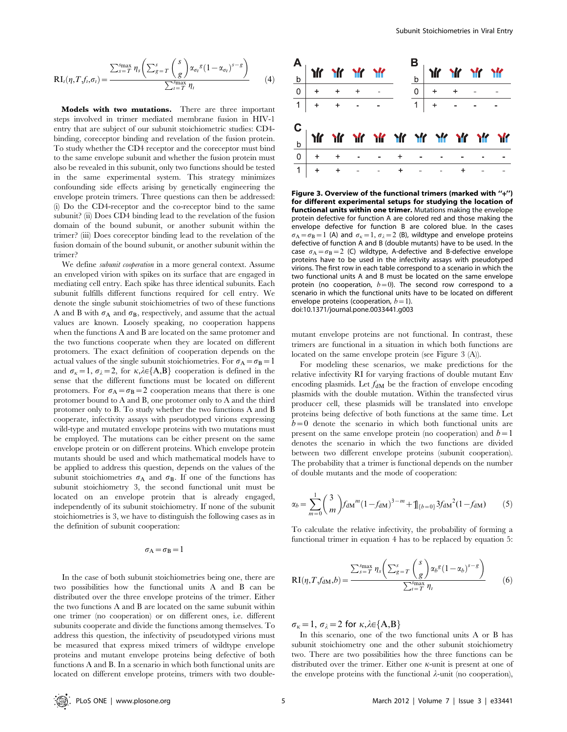$$\mathrm{RI}_t(\eta, T, f_t, \sigma_t) = \frac{\sum_{s=T}^{s_{\max}} \eta_s \left( \sum_{g=T}^{s} \binom{s}{g} {\alpha_{\sigma_t}}^{g} (1-\alpha_{\sigma_t})^{s-g} \right)}{\sum_{t=T}^{s_{\max}} \eta_t} \qquad (4)$$

**Models with two mutations.** There are three important steps involved in trimer mediated membrane fusion in HIV-1 entry that are subject of our subunit stoichiometric studies: CD4-binding, coreceptor binding and revelation of the fusion protein. To study whether the CD4 receptor and the coreceptor must bind to the same envelope subunit and whether the fusion protein must also be revealed in this subunit, only two functions should be tested in the same experimental system. This strategy minimizes confounding side effects arising by genetically engineering the envelope protein trimers. Three questions can then be addressed: (i) Do the CD4-receptor and the co-receptor bind to the same subunit? (ii) Does CD4 binding lead to the revelation of the fusion domain of the bound subunit, or another subunit within the trimer? (iii) Does coreceptor binding lead to the revelation of the fusion domain of the bound subunit, or another subunit within the trimer?

We define *subunit cooperation* in a more general context. Assume an enveloped virion with spikes on its surface that are engaged in mediating cell entry. Each spike has three identical subunits. Each subunit fulfills different functions required for cell entry. We denote the single subunit stoichiometries of two of these functions A and B with $\sigma_A$ and $\sigma_B$, respectively, and assume that the actual values are known. Loosely speaking, no cooperation happens when the functions A and B are located on the same protomer and the two functions cooperate when they are located on different protomers. The exact definition of cooperation depends on the actual values of the single subunit stoichiometries. For $\sigma_A = \sigma_B = 1$ and $\sigma_\kappa = 1$, $\sigma_\lambda = 2$, for $\kappa, \lambda \in \{A, B\}$ cooperation is defined in the sense that the different functions must be located on different protomers. For $\sigma_A = \sigma_B = 2$ cooperation means that there is one protomer bound to A and B, one protomer only to A and the third protomer only to B. To study whether the two functions A and B cooperate, infectivity assays with pseudotyped virions expressing wild-type and mutated envelope proteins with two mutations must be employed. The mutations can be either present on the same envelope protein or on different proteins. Which envelope protein mutants should be used and which mathematical models have to be applied to address this question, depends on the values of the subunit stoichiometries $\sigma_A$ and $\sigma_B$. If one of the functions has subunit stoichiometry 3, the second functional unit must be located on an envelope protein that is already engaged, independently of its subunit stoichiometry. If none of the subunit stoichiometries is 3, we have to distinguish the following cases as in the definition of subunit cooperation:

$$\sigma_A = \sigma_B = 1$$

In the case of both subunit stoichiometries being one, there are two possibilities how the functional units A and B can be distributed over the three envelope proteins of the trimer. Either the two functions A and B are located on the same subunit within one trimer (no cooperation) or on different ones, i.e. different subunits cooperate and divide the functions among themselves. To address this question, the infectivity of pseudotyped virions must be measured that express mixed trimers of wildtype envelope proteins and mutant envelope proteins being defective of both functions A and B. In a scenario in which both functional units are located on different envelope proteins, trimers with two double-mutant envelope proteins are not functional. In contrast, these trimers are functional in a situation in which both functions are located on the same envelope protein (see Figure 3 (A)).

**Figure 3. Overview of the functional trimers (marked with "+") for different experimental setups for studying the location of functional units within one trimer.** Mutations making the envelope protein defective for function A are colored red and those making the envelope defective for function B are colored blue. In the cases $\sigma_A = \sigma_B = 1$ (A) and $\sigma_\kappa = 1$, $\sigma_\lambda = 2$ (B), wildtype and envelope proteins defective of function A and B (double mutants) have to be used. In the case $\sigma_A = \sigma_B = 2$ (C) wildtype, A-defective and B-defective envelope proteins have to be used in the infectivity assays with pseudotyped virions. The first row in each table correspond to a scenario in which the two functional units A and B must be located on the same envelope protein (no cooperation, $b = 0$). The second row correspond to a scenario in which the functional units have to be located on different envelope proteins (cooperation, $b = 1$).
doi:10.1371/journal.pone.0033441.g003

For modeling these scenarios, we make predictions for the relative infectivity RI for varying fractions of double mutant Env encoding plasmids. Let $f_{dM}$ be the fraction of envelope encoding plasmids with the double mutation. Within the transfected virus producer cell, these plasmids will be translated into envelope proteins being defective of both functions at the same time. Let $b = 0$ denote the scenario in which both functional units are present on the same envelope protein (no cooperation) and $b = 1$ denotes the scenario in which the two functions are divided between two different envelope proteins (subunit cooperation). The probability that a trimer is functional depends on the number of double mutants and the mode of cooperation:

$$\alpha_b = \sum_{m=0}^{1} \binom{3}{m} {f_{dM}}^{m} (1-f_{dM})^{3-m} + 1\!\!1_{\{b=0\}} 3 {f_{dM}}^{2} (1-f_{dM}) \qquad (5)$$

To calculate the relative infectivity, the probability of forming a functional trimer in equation 4 has to be replaced by equation 5:

$$\mathrm{RI}(\eta, T, f_{dM}, b) = \frac{\sum_{s=T}^{s_{\max}} \eta_s \left( \sum_{g=T}^{s} \binom{s}{g} {\alpha_b}^{g} (1-\alpha_b)^{s-g} \right)}{\sum_{t=T}^{s_{\max}} \eta_t} \qquad (6)$$

$\sigma_\kappa = 1$, $\sigma_\lambda = 2$ for $\kappa, \lambda \in \{A, B\}$

In this scenario, one of the two functional units A or B has subunit stoichiometry one and the other subunit stoichiometry two. There are two possibilities how the three functions can be distributed over the trimer. Either one $\kappa$-unit is present at one of the envelope proteins with the functional $\lambda$-unit (no cooperation),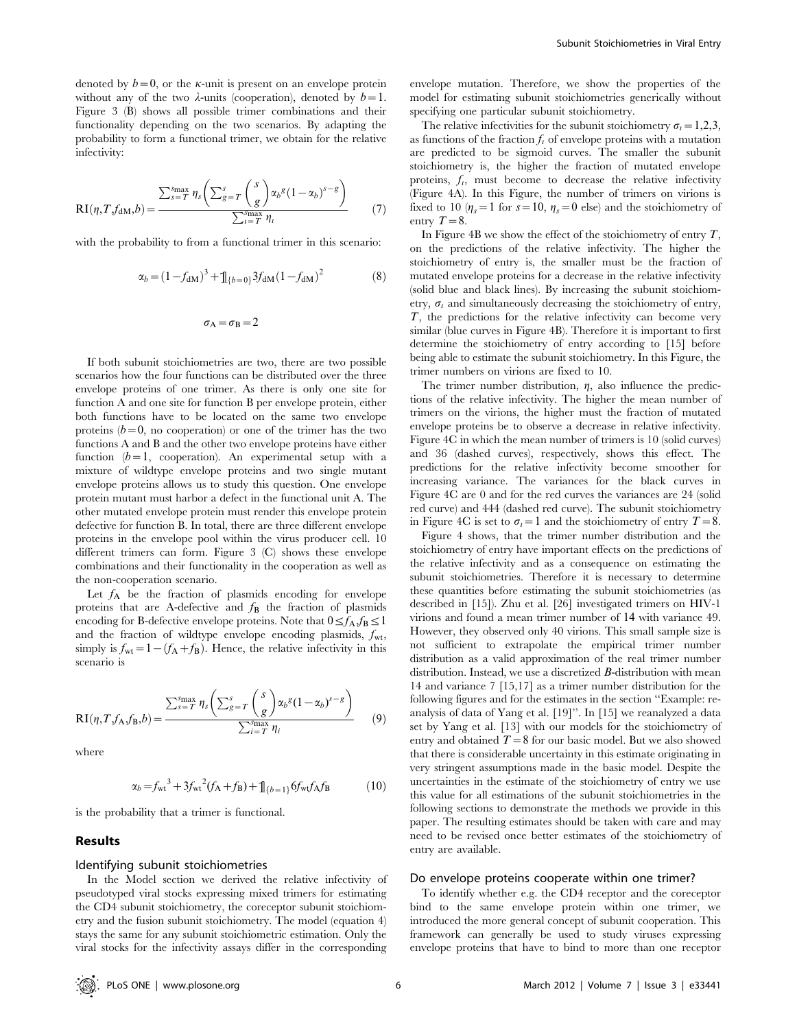denoted by $b=0$, or the $\kappa$-unit is present on an envelope protein without any of the two $\lambda$-units (cooperation), denoted by $b=1$. Figure 3 (B) shows all possible trimer combinations and their functionality depending on the two scenarios. By adapting the probability to form a functional trimer, we obtain for the relative infectivity:

$$\mathrm{RI}(\eta,T,f_{\mathrm{dM}},b)=\frac{\sum_{s=T}^{s_{\max}}\eta_s\left(\sum_{g=T}^{s}\binom{s}{g}\alpha_b{}^g(1-\alpha_b)^{s-g}\right)}{\sum_{i=T}^{s_{\max}}\eta_i} \tag{7}$$

with the probability to from a functional trimer in this scenario:

$$\alpha_b=(1-f_{\mathrm{dM}})^3+\mathbb{1}_{\{b=0\}}3f_{\mathrm{dM}}(1-f_{\mathrm{dM}})^2 \tag{8}$$

$$\sigma_{\mathrm{A}}=\sigma_{\mathrm{B}}=2$$

If both subunit stoichiometries are two, there are two possible scenarios how the four functions can be distributed over the three envelope proteins of one trimer. As there is only one site for function A and one site for function B per envelope protein, either both functions have to be located on the same two envelope proteins ($b=0$, no cooperation) or one of the trimer has the two functions A and B and the other two envelope proteins have either function ($b=1$, cooperation). An experimental setup with a mixture of wildtype envelope proteins and two single mutant envelope proteins allows us to study this question. One envelope protein mutant must harbor a defect in the functional unit A. The other mutated envelope protein must render this envelope protein defective for function B. In total, there are three different envelope proteins in the envelope pool within the virus producer cell. 10 different trimers can form. Figure 3 (C) shows these envelope combinations and their functionality in the cooperation as well as the non-cooperation scenario.

Let $f_{\mathrm{A}}$ be the fraction of plasmids encoding for envelope proteins that are A-defective and $f_{\mathrm{B}}$ the fraction of plasmids encoding for B-defective envelope proteins. Note that $0\leq f_{\mathrm{A}},f_{\mathrm{B}}\leq 1$ and the fraction of wildtype envelope encoding plasmids, $f_{\mathrm{wt}}$, simply is $f_{\mathrm{wt}}=1-(f_{\mathrm{A}}+f_{\mathrm{B}})$. Hence, the relative infectivity in this scenario is

$$\mathrm{RI}(\eta,T,f_{\mathrm{A}},f_{\mathrm{B}},b)=\frac{\sum_{s=T}^{s_{\max}}\eta_s\left(\sum_{g=T}^{s}\binom{s}{g}\alpha_b{}^g(1-\alpha_b)^{s-g}\right)}{\sum_{i=T}^{s_{\max}}\eta_i} \tag{9}$$

where

$$\alpha_b={f_{\mathrm{wt}}}^3+3{f_{\mathrm{wt}}}^2(f_{\mathrm{A}}+f_{\mathrm{B}})+\mathbb{1}_{\{b=1\}}6f_{\mathrm{wt}}f_{\mathrm{A}}f_{\mathrm{B}} \tag{10}$$

is the probability that a trimer is functional.

## Results

### Identifying subunit stoichiometries

In the Model section we derived the relative infectivity of pseudotyped viral stocks expressing mixed trimers for estimating the CD4 subunit stoichiometry, the coreceptor subunit stoichiometry and the fusion subunit stoichiometry. The model (equation 4) stays the same for any subunit stoichiometric estimation. Only the viral stocks for the infectivity assays differ in the corresponding envelope mutation. Therefore, we show the properties of the model for estimating subunit stoichiometries generically without specifying one particular subunit stoichiometry.

The relative infectivities for the subunit stoichiometry $\sigma_t=1,2,3$, as functions of the fraction $f_t$ of envelope proteins with a mutation are predicted to be sigmoid curves. The smaller the subunit stoichiometry is, the higher the fraction of mutated envelope proteins, $f_t$, must become to decrease the relative infectivity (Figure 4A). In this Figure, the number of trimers on virions is fixed to 10 ($\eta_s=1$ for $s=10$, $\eta_s=0$ else) and the stoichiometry of entry $T=8$.

In Figure 4B we show the effect of the stoichiometry of entry $T$, on the predictions of the relative infectivity. The higher the stoichiometry of entry is, the smaller must be the fraction of mutated envelope proteins for a decrease in the relative infectivity (solid blue and black lines). By increasing the subunit stoichiometry, $\sigma_t$ and simultaneously decreasing the stoichiometry of entry, $T$, the predictions for the relative infectivity can become very similar (blue curves in Figure 4B). Therefore it is important to first determine the stoichiometry of entry according to [15] before being able to estimate the subunit stoichiometry. In this Figure, the trimer numbers on virions are fixed to 10.

The trimer number distribution, $\eta$, also influence the predictions of the relative infectivity. The higher the mean number of trimers on the virions, the higher must the fraction of mutated envelope proteins be to observe a decrease in relative infectivity. Figure 4C in which the mean number of trimers is 10 (solid curves) and 36 (dashed curves), respectively, shows this effect. The predictions for the relative infectivity become smoother for increasing variance. The variances for the black curves in Figure 4C are 0 and for the red curves the variances are 24 (solid red curve) and 444 (dashed red curve). The subunit stoichiometry in Figure 4C is set to $\sigma_t=1$ and the stoichiometry of entry $T=8$.

Figure 4 shows, that the trimer number distribution and the stoichiometry of entry have important effects on the predictions of the relative infectivity and as a consequence on estimating the subunit stoichiometries. Therefore it is necessary to determine these quantities before estimating the subunit stoichiometries (as described in [15]). Zhu et al. [26] investigated trimers on HIV-1 virions and found a mean trimer number of 14 with variance 49. However, they observed only 40 virions. This small sample size is not sufficient to extrapolate the empirical trimer number distribution as a valid approximation of the real trimer number distribution. Instead, we use a discretized $B$-distribution with mean 14 and variance 7 [15,17] as a trimer number distribution for the following figures and for the estimates in the section "Example: reanalysis of data of Yang et al. [19]". In [15] we reanalyzed a data set by Yang et al. [13] with our models for the stoichiometry of entry and obtained $T=8$ for our basic model. But we also showed that there is considerable uncertainty in this estimate originating in very stringent assumptions made in the basic model. Despite the uncertainties in the estimate of the stoichiometry of entry we use this value for all estimations of the subunit stoichiometries in the following sections to demonstrate the methods we provide in this paper. The resulting estimates should be taken with care and may need to be revised once better estimates of the stoichiometry of entry are available.

### Do envelope proteins cooperate within one trimer?

To identify whether e.g. the CD4 receptor and the coreceptor bind to the same envelope protein within one trimer, we introduced the more general concept of subunit cooperation. This framework can generally be used to study viruses expressing envelope proteins that have to bind to more than one receptor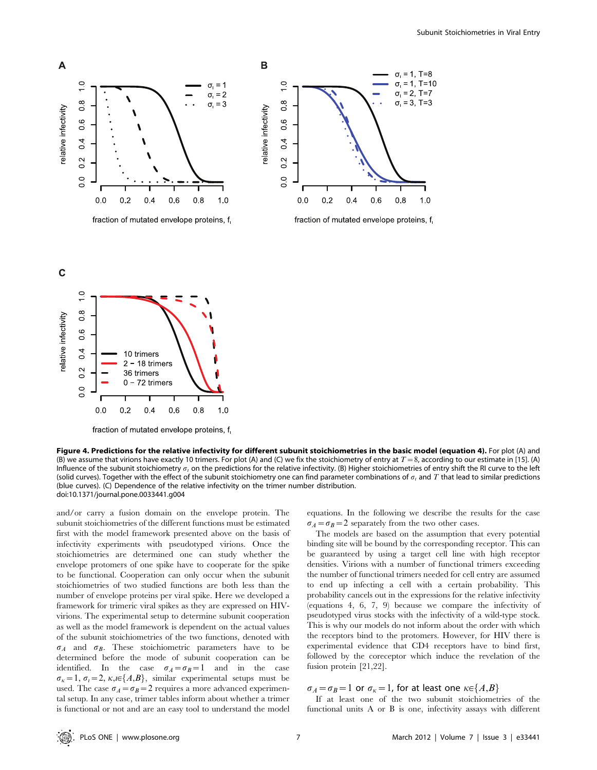**Figure 4. Predictions for the relative infectivity for different subunit stoichiometries in the basic model (equation 4).** For plot (A) and (B) we assume that virions have exactly 10 trimers. For plot (A) and (C) we fix the stoichiometry of entry at $T=8$, according to our estimate in [15]. (A) Influence of the subunit stoichiometry $\sigma_\iota$ on the predictions for the relative infectivity. (B) Higher stoichiometries of entry shift the RI curve to the left (solid curves). Together with the effect of the subunit stoichiometry one can find parameter combinations of $\sigma_\iota$ and $T$ that lead to similar predictions (blue curves). (C) Dependence of the relative infectivity on the trimer number distribution.
doi:10.1371/journal.pone.0033441.g004

and/or carry a fusion domain on the envelope protein. The subunit stoichiometries of the different functions must be estimated first with the model framework presented above on the basis of infectivity experiments with pseudotyped virions. Once the stoichiometries are determined one can study whether the envelope protomers of one spike have to cooperate for the spike to be functional. Cooperation can only occur when the subunit stoichiometries of two studied functions are both less than the number of envelope proteins per viral spike. Here we developed a framework for trimeric viral spikes as they are expressed on HIV-virions. The experimental setup to determine subunit cooperation as well as the model framework is dependent on the actual values of the subunit stoichiometries of the two functions, denoted with $\sigma_A$ and $\sigma_B$. These stoichiometric parameters have to be determined before the mode of subunit cooperation can be identified. In the case $\sigma_A=\sigma_B=1$ and in the case $\sigma_\kappa=1$, $\sigma_\iota=2$, $\kappa,\iota\in\{A,B\}$, similar experimental setups must be used. The case $\sigma_A=\sigma_B=2$ requires a more advanced experimental setup. In any case, trimer tables inform about whether a trimer is functional or not and are an easy tool to understand the model equations. In the following we describe the results for the case $\sigma_A=\sigma_B=2$ separately from the two other cases.

The models are based on the assumption that every potential binding site will be bound by the corresponding receptor. This can be guaranteed by using a target cell line with high receptor densities. Virions with a number of functional trimers exceeding the number of functional trimers needed for cell entry are assumed to end up infecting a cell with a certain probability. This probability cancels out in the expressions for the relative infectivity (equations 4, 6, 7, 9) because we compare the infectivity of pseudotyped virus stocks with the infectivity of a wild-type stock. This is why our models do not inform about the order with which the receptors bind to the protomers. However, for HIV there is experimental evidence that CD4 receptors have to bind first, followed by the coreceptor which induce the revelation of the fusion protein [21,22].

### $\sigma_A=\sigma_B=1$ or $\sigma_\kappa=1$, for at least one $\kappa\in\{A,B\}$

If at least one of the two subunit stoichiometries of the functional units A or B is one, infectivity assays with different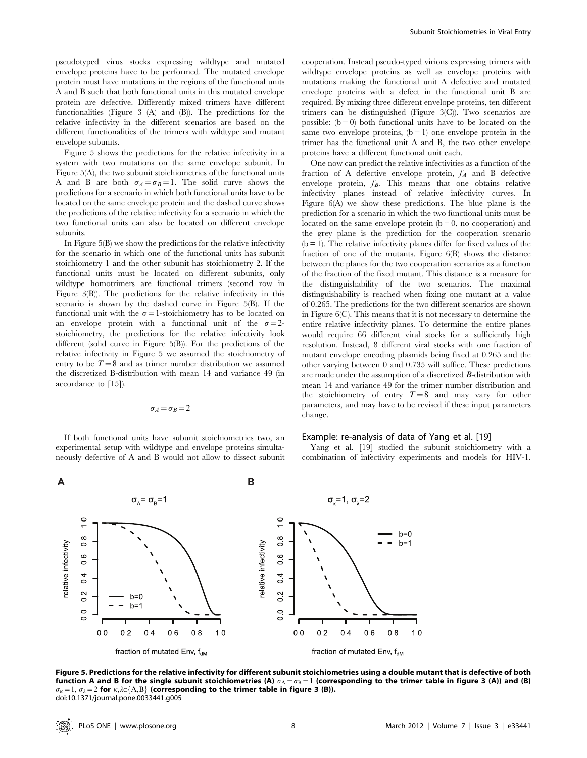pseudotyped virus stocks expressing wildtype and mutated envelope proteins have to be performed. The mutated envelope protein must have mutations in the regions of the functional units A and B such that both functional units in this mutated envelope protein are defective. Differently mixed trimers have different functionalities (Figure 3 (A) and (B)). The predictions for the relative infectivity in the different scenarios are based on the different functionalities of the trimers with wildtype and mutant envelope subunits.

Figure 5 shows the predictions for the relative infectivity in a system with two mutations on the same envelope subunit. In Figure 5(A), the two subunit stoichiometries of the functional units A and B are both $\sigma_A = \sigma_B = 1$. The solid curve shows the predictions for a scenario in which both functional units have to be located on the same envelope protein and the dashed curve shows the predictions of the relative infectivity for a scenario in which the two functional units can also be located on different envelope subunits.

In Figure 5(B) we show the predictions for the relative infectivity for the scenario in which one of the functional units has subunit stoichiometry 1 and the other subunit has stoichiometry 2. If the functional units must be located on different subunits, only wildtype homotrimers are functional trimers (second row in Figure 3(B)). The predictions for the relative infectivity in this scenario is shown by the dashed curve in Figure 5(B). If the functional unit with the $\sigma = 1$-stoichiometry has to be located on an envelope protein with a functional unit of the $\sigma = 2$-stoichiometry, the predictions for the relative infectivity look different (solid curve in Figure 5(B)). For the predictions of the relative infectivity in Figure 5 we assumed the stoichiometry of entry to be $T = 8$ and as trimer number distribution we assumed the discretized B-distribution with mean 14 and variance 49 (in accordance to [15]).

$$\sigma_A = \sigma_B = 2$$

If both functional units have subunit stoichiometries two, an experimental setup with wildtype and envelope proteins simultaneously defective of A and B would not allow to dissect subunit cooperation. Instead pseudo-typed virions expressing trimers with wildtype envelope proteins as well as envelope proteins with mutations making the functional unit A defective and mutated envelope proteins with a defect in the functional unit B are required. By mixing three different envelope proteins, ten different trimers can be distinguished (Figure 3(C)). Two scenarios are possible: (b = 0) both functional units have to be located on the same two envelope proteins, (b = 1) one envelope protein in the trimer has the functional unit A and B, the two other envelope proteins have a different functional unit each.

One now can predict the relative infectivities as a function of the fraction of A defective envelope protein, $f_A$ and B defective envelope protein, $f_B$. This means that one obtains relative infectivity planes instead of relative infectivity curves. In Figure 6(A) we show these predictions. The blue plane is the prediction for a scenario in which the two functional units must be located on the same envelope protein (b = 0, no cooperation) and the grey plane is the prediction for the cooperation scenario (b = 1). The relative infectivity planes differ for fixed values of the fraction of one of the mutants. Figure 6(B) shows the distance between the planes for the two cooperation scenarios as a function of the fraction of the fixed mutant. This distance is a measure for the distinguishability of the two scenarios. The maximal distinguishability is reached when fixing one mutant at a value of 0.265. The predictions for the two different scenarios are shown in Figure 6(C). This means that it is not necessary to determine the entire relative infectivity planes. To determine the entire planes would require 66 different viral stocks for a sufficiently high resolution. Instead, 8 different viral stocks with one fraction of mutant envelope encoding plasmids being fixed at 0.265 and the other varying between 0 and 0.735 will suffice. These predictions are made under the assumption of a discretized *B*-distribution with mean 14 and variance 49 for the trimer number distribution and the stoichiometry of entry $T = 8$ and may vary for other parameters, and may have to be revised if these input parameters change.

### Example: re-analysis of data of Yang et al. [19]

Yang et al. [19] studied the subunit stoichiometry with a combination of infectivity experiments and models for HIV-1.

**Figure 5. Predictions for the relative infectivity for different subunit stoichiometries using a double mutant that is defective of both function A and B for the single subunit stoichiometries (A) $\sigma_A = \sigma_B = 1$ (corresponding to the trimer table in figure 3 (A)) and (B) $\sigma_\kappa = 1$, $\sigma_\lambda = 2$ for $\kappa, \lambda \in \{A, B\}$ (corresponding to the trimer table in figure 3 (B)).**
doi:10.1371/journal.pone.0033441.g005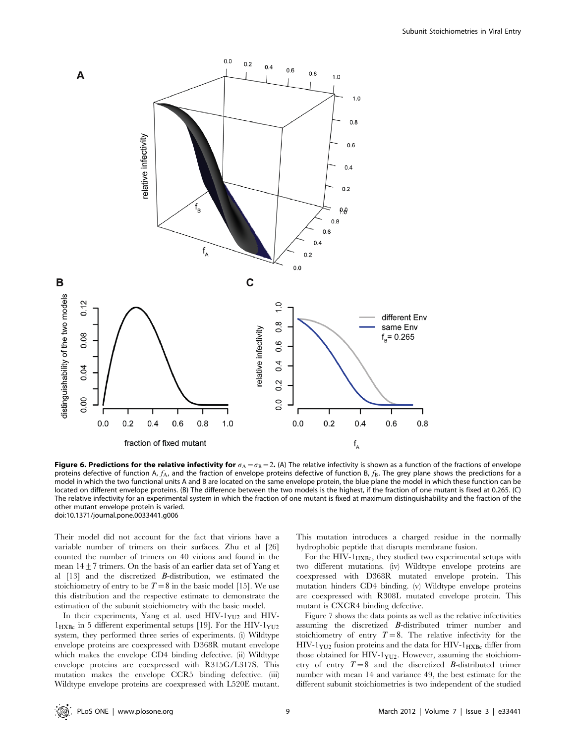**Figure 6. Predictions for the relative infectivity for $\sigma_A = \sigma_B = 2$.** (A) The relative infectivity is shown as a function of the fractions of envelope proteins defective of function A, $f_A$, and the fraction of envelope proteins defective of function B, $f_B$. The grey plane shows the predictions for a model in which the two functional units A and B are located on the same envelope protein, the blue plane the model in which these function can be located on different envelope proteins. (B) The difference between the two models is the highest, if the fraction of one mutant is fixed at 0.265. (C) The relative infectivity for an experimental system in which the fraction of one mutant is fixed at maximum distinguishability and the fraction of the other mutant envelope protein is varied.
doi:10.1371/journal.pone.0033441.g006

Their model did not account for the fact that virions have a variable number of trimers on their surfaces. Zhu et al [26] counted the number of trimers on 40 virions and found in the mean $14 \pm 7$ trimers. On the basis of an earlier data set of Yang et al [13] and the discretized *B*-distribution, we estimated the stoichiometry of entry to be $T = 8$ in the basic model [15]. We use this distribution and the respective estimate to demonstrate the estimation of the subunit stoichiometry with the basic model.

In their experiments, Yang et al. used HIV-$1_{YU2}$ and HIV-$1_{HXBc}$ in 5 different experimental setups [19]. For the HIV-$1_{YU2}$ system, they performed three series of experiments. (i) Wildtype envelope proteins are coexpressed with D368R mutant envelope which makes the envelope CD4 binding defective. (ii) Wildtype envelope proteins are coexpressed with R315G/L317S. This mutation makes the envelope CCR5 binding defective. (iii) Wildtype envelope proteins are coexpressed with L520E mutant. This mutation introduces a charged residue in the normally hydrophobic peptide that disrupts membrane fusion.

For the HIV-$1_{HXBc}$, they studied two experimental setups with two different mutations. (iv) Wildtype envelope proteins are coexpressed with D368R mutated envelope protein. This mutation hinders CD4 binding. (v) Wildtype envelope proteins are coexpressed with R308L mutated envelope protein. This mutant is CXCR4 binding defective.

Figure 7 shows the data points as well as the relative infectivities assuming the discretized *B*-distributed trimer number and stoichiometry of entry $T = 8$. The relative infectivity for the HIV-$1_{YU2}$ fusion proteins and the data for HIV-$1_{HXBc}$ differ from those obtained for HIV-$1_{YU2}$. However, assuming the stoichiometry of entry $T = 8$ and the discretized *B*-distributed trimer number with mean 14 and variance 49, the best estimate for the different subunit stoichiometries is two independent of the studied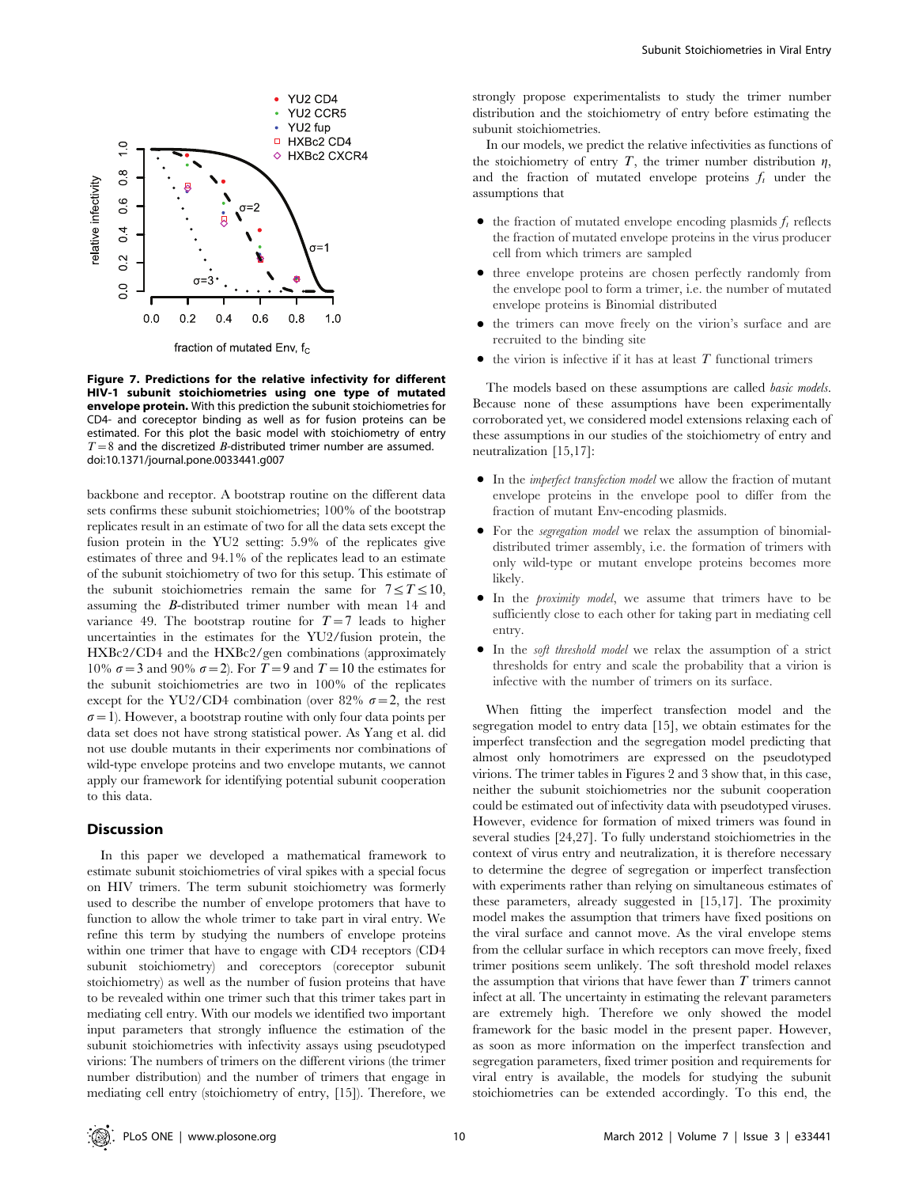**Figure 7. Predictions for the relative infectivity for different HIV-1 subunit stoichiometries using one type of mutated envelope protein.** With this prediction the subunit stoichiometries for CD4- and coreceptor binding as well as for fusion proteins can be estimated. For this plot the basic model with stoichiometry of entry $T = 8$ and the discretized $B$-distributed trimer number are assumed. doi:10.1371/journal.pone.0033441.g007

backbone and receptor. A bootstrap routine on the different data sets confirms these subunit stoichiometries; 100% of the bootstrap replicates result in an estimate of two for all the data sets except the fusion protein in the YU2 setting: 5.9% of the replicates give estimates of three and 94.1% of the replicates lead to an estimate of the subunit stoichiometry of two for this setup. This estimate of the subunit stoichiometries remain the same for $7 \leq T \leq 10$, assuming the $B$-distributed trimer number with mean 14 and variance 49. The bootstrap routine for $T = 7$ leads to higher uncertainties in the estimates for the YU2/fusion protein, the HXBc2/CD4 and the HXBc2/gen combinations (approximately 10% $\sigma = 3$ and 90% $\sigma = 2$). For $T = 9$ and $T = 10$ the estimates for the subunit stoichiometries are two in 100% of the replicates except for the YU2/CD4 combination (over 82% $\sigma = 2$, the rest $\sigma = 1$). However, a bootstrap routine with only four data points per data set does not have strong statistical power. As Yang et al. did not use double mutants in their experiments nor combinations of wild-type envelope proteins and two envelope mutants, we cannot apply our framework for identifying potential subunit cooperation to this data.

## Discussion

In this paper we developed a mathematical framework to estimate subunit stoichiometries of viral spikes with a special focus on HIV trimers. The term subunit stoichiometry was formerly used to describe the number of envelope protomers that have to function to allow the whole trimer to take part in viral entry. We refine this term by studying the numbers of envelope proteins within one trimer that have to engage with CD4 receptors (CD4 subunit stoichiometry) and coreceptors (coreceptor subunit stoichiometry) as well as the number of fusion proteins that have to be revealed within one trimer such that this trimer takes part in mediating cell entry. With our models we identified two important input parameters that strongly influence the estimation of the subunit stoichiometries with infectivity assays using pseudotyped virions: The numbers of trimers on the different virions (the trimer number distribution) and the number of trimers that engage in mediating cell entry (stoichiometry of entry, [15]). Therefore, we strongly propose experimentalists to study the trimer number distribution and the stoichiometry of entry before estimating the subunit stoichiometries.

In our models, we predict the relative infectivities as functions of the stoichiometry of entry $T$, the trimer number distribution $\eta$, and the fraction of mutated envelope proteins $f_i$ under the assumptions that

- the fraction of mutated envelope encoding plasmids $f_i$ reflects the fraction of mutated envelope proteins in the virus producer cell from which trimers are sampled
- three envelope proteins are chosen perfectly randomly from the envelope pool to form a trimer, i.e. the number of mutated envelope proteins is Binomial distributed
- the trimers can move freely on the virion's surface and are recruited to the binding site
- the virion is infective if it has at least $T$ functional trimers

The models based on these assumptions are called *basic models*. Because none of these assumptions have been experimentally corroborated yet, we considered model extensions relaxing each of these assumptions in our studies of the stoichiometry of entry and neutralization [15,17]:

- In the *imperfect transfection model* we allow the fraction of mutant envelope proteins in the envelope pool to differ from the fraction of mutant Env-encoding plasmids.
- For the *segregation model* we relax the assumption of binomial-distributed trimer assembly, i.e. the formation of trimers with only wild-type or mutant envelope proteins becomes more likely.
- In the *proximity model*, we assume that trimers have to be sufficiently close to each other for taking part in mediating cell entry.
- In the *soft threshold model* we relax the assumption of a strict thresholds for entry and scale the probability that a virion is infective with the number of trimers on its surface.

When fitting the imperfect transfection model and the segregation model to entry data [15], we obtain estimates for the imperfect transfection and the segregation model predicting that almost only homotrimers are expressed on the pseudotyped virions. The trimer tables in Figures 2 and 3 show that, in this case, neither the subunit stoichiometries nor the subunit cooperation could be estimated out of infectivity data with pseudotyped viruses. However, evidence for formation of mixed trimers was found in several studies [24,27]. To fully understand stoichiometries in the context of virus entry and neutralization, it is therefore necessary to determine the degree of segregation or imperfect transfection with experiments rather than relying on simultaneous estimates of these parameters, already suggested in [15,17]. The proximity model makes the assumption that trimers have fixed positions on the viral surface and cannot move. As the viral envelope stems from the cellular surface in which receptors can move freely, fixed trimer positions seem unlikely. The soft threshold model relaxes the assumption that virions that have fewer than $T$ trimers cannot infect at all. The uncertainty in estimating the relevant parameters are extremely high. Therefore we only showed the model framework for the basic model in the present paper. However, as soon as more information on the imperfect transfection and segregation parameters, fixed trimer position and requirements for viral entry is available, the models for studying the subunit stoichiometries can be extended accordingly. To this end, the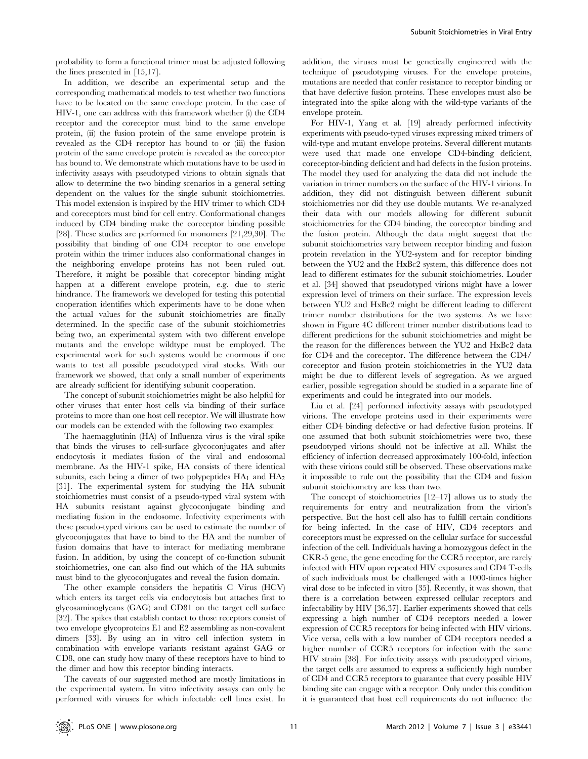probability to form a functional trimer must be adjusted following the lines presented in [15,17].

In addition, we describe an experimental setup and the corresponding mathematical models to test whether two functions have to be located on the same envelope protein. In the case of HIV-1, one can address with this framework whether (i) the CD4 receptor and the coreceptor must bind to the same envelope protein, (ii) the fusion protein of the same envelope protein is revealed as the CD4 receptor has bound to or (iii) the fusion protein of the same envelope protein is revealed as the coreceptor has bound to. We demonstrate which mutations have to be used in infectivity assays with pseudotyped virions to obtain signals that allow to determine the two binding scenarios in a general setting dependent on the values for the single subunit stoichiometries. This model extension is inspired by the HIV trimer to which CD4 and coreceptors must bind for cell entry. Conformational changes induced by CD4 binding make the coreceptor binding possible [28]. These studies are performed for monomers [21,29,30]. The possibility that binding of one CD4 receptor to one envelope protein within the trimer induces also conformational changes in the neighboring envelope proteins has not been ruled out. Therefore, it might be possible that coreceptor binding might happen at a different envelope protein, e.g. due to steric hindrance. The framework we developed for testing this potential cooperation identifies which experiments have to be done when the actual values for the subunit stoichiometries are finally determined. In the specific case of the subunit stoichiometries being two, an experimental system with two different envelope mutants and the envelope wildtype must be employed. The experimental work for such systems would be enormous if one wants to test all possible pseudotyped viral stocks. With our framework we showed, that only a small number of experiments are already sufficient for identifying subunit cooperation.

The concept of subunit stoichiometries might be also helpful for other viruses that enter host cells via binding of their surface proteins to more than one host cell receptor. We will illustrate how our models can be extended with the following two examples:

The haemagglutinin (HA) of Influenza virus is the viral spike that binds the viruses to cell-surface glycoconjugates and after endocytosis it mediates fusion of the viral and endosomal membrane. As the HIV-1 spike, HA consists of there identical subunits, each being a dimer of two polypeptides $HA_1$ and $HA_2$ [31]. The experimental system for studying the HA subunit stoichiometries must consist of a pseudo-typed viral system with HA subunits resistant against glycoconjugate binding and mediating fusion in the endosome. Infectivity experiments with these pseudo-typed virions can be used to estimate the number of glycoconjugates that have to bind to the HA and the number of fusion domains that have to interact for mediating membrane fusion. In addition, by using the concept of co-function subunit stoichiometries, one can also find out which of the HA subunits must bind to the glycoconjugates and reveal the fusion domain.

The other example considers the hepatitis C Virus (HCV) which enters its target cells via endocytosis but attaches first to glycosaminoglycans (GAG) and CD81 on the target cell surface [32]. The spikes that establish contact to those receptors consist of two envelope glycoproteins E1 and E2 assembling as non-covalent dimers [33]. By using an in vitro cell infection system in combination with envelope variants resistant against GAG or CD8, one can study how many of these receptors have to bind to the dimer and how this receptor binding interacts.

The caveats of our suggested method are mostly limitations in the experimental system. In vitro infectivity assays can only be performed with viruses for which infectable cell lines exist. In addition, the viruses must be genetically engineered with the technique of pseudotyping viruses. For the envelope proteins, mutations are needed that confer resistance to receptor binding or that have defective fusion proteins. These envelopes must also be integrated into the spike along with the wild-type variants of the envelope protein.

For HIV-1, Yang et al. [19] already performed infectivity experiments with pseudo-typed viruses expressing mixed trimers of wild-type and mutant envelope proteins. Several different mutants were used that made one envelope CD4-binding deficient, coreceptor-binding deficient and had defects in the fusion proteins. The model they used for analyzing the data did not include the variation in trimer numbers on the surface of the HIV-1 virions. In addition, they did not distinguish between different subunit stoichiometries nor did they use double mutants. We re-analyzed their data with our models allowing for different subunit stoichiometries for the CD4 binding, the coreceptor binding and the fusion protein. Although the data might suggest that the subunit stoichiometries vary between receptor binding and fusion protein revelation in the YU2-system and for receptor binding between the YU2 and the HxBc2 system, this difference does not lead to different estimates for the subunit stoichiometries. Louder et al. [34] showed that pseudotyped virions might have a lower expression level of trimers on their surface. The expression levels between YU2 and HxBc2 might be different leading to different trimer number distributions for the two systems. As we have shown in Figure 4C different trimer number distributions lead to different predictions for the subunit stoichiometries and might be the reason for the differences between the YU2 and HxBc2 data for CD4 and the coreceptor. The difference between the CD4/coreceptor and fusion protein stoichiometries in the YU2 data might be due to different levels of segregation. As we argued earlier, possible segregation should be studied in a separate line of experiments and could be integrated into our models.

Liu et al. [24] performed infectivity assays with pseudotyped virions. The envelope proteins used in their experiments were either CD4 binding defective or had defective fusion proteins. If one assumed that both subunit stoichiometries were two, these pseudotyped virions should not be infective at all. Whilst the efficiency of infection decreased approximately 100-fold, infection with these virions could still be observed. These observations make it impossible to rule out the possibility that the CD4 and fusion subunit stoichiometry are less than two.

The concept of stoichiometries [12–17] allows us to study the requirements for entry and neutralization from the virion's perspective. But the host cell also has to fulfill certain conditions for being infected. In the case of HIV, CD4 receptors and coreceptors must be expressed on the cellular surface for successful infection of the cell. Individuals having a homozygous defect in the CKR-5 gene, the gene encoding for the CCR5 receptor, are rarely infected with HIV upon repeated HIV exposures and CD4 T-cells of such individuals must be challenged with a 1000-times higher viral dose to be infected in vitro [35]. Recently, it was shown, that there is a correlation between expressed cellular receptors and infectability by HIV [36,37]. Earlier experiments showed that cells expressing a high number of CD4 receptors needed a lower expression of CCR5 receptors for being infected with HIV virions. Vice versa, cells with a low number of CD4 receptors needed a higher number of CCR5 receptors for infection with the same HIV strain [38]. For infectivity assays with pseudotyped virions, the target cells are assumed to express a sufficiently high number of CD4 and CCR5 receptors to guarantee that every possible HIV binding site can engage with a receptor. Only under this condition it is guaranteed that host cell requirements do not influence the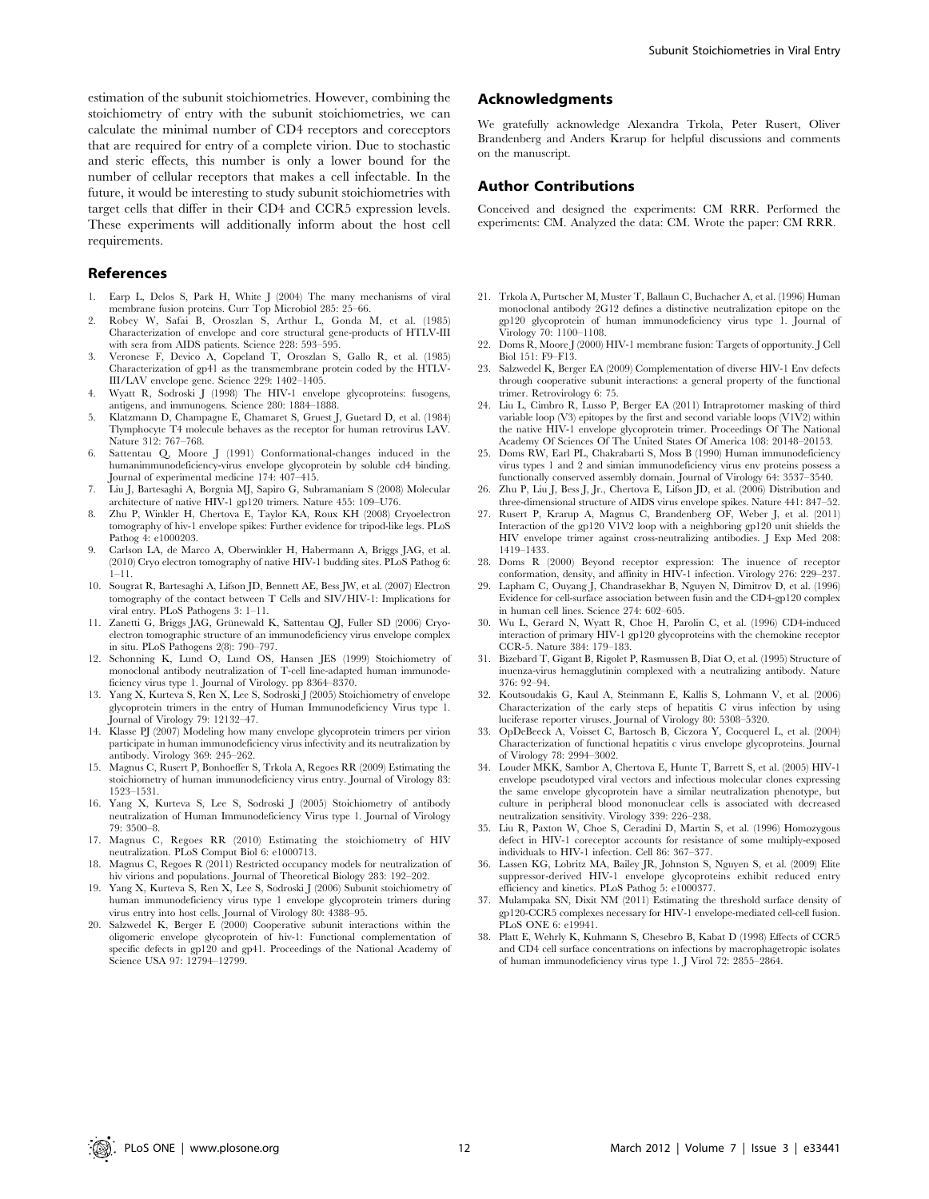estimation of the subunit stoichiometries. However, combining the stoichiometry of entry with the subunit stoichiometries, we can calculate the minimal number of CD4 receptors and coreceptors that are required for entry of a complete virion. Due to stochastic and steric effects, this number is only a lower bound for the number of cellular receptors that makes a cell infectable. In the future, it would be interesting to study subunit stoichiometries with target cells that differ in their CD4 and CCR5 expression levels. These experiments will additionally inform about the host cell requirements.

## Acknowledgments

We gratefully acknowledge Alexandra Trkola, Peter Rusert, Oliver Brandenberg and Anders Krarup for helpful discussions and comments on the manuscript.

## Author Contributions

Conceived and designed the experiments: CM RRR. Performed the experiments: CM. Analyzed the data: CM. Wrote the paper: CM RRR.

## References

1. Earp L, Delos S, Park H, White J (2004) The many mechanisms of viral membrane fusion proteins. Curr Top Microbiol 285: 25–66.
2. Robey W, Safai B, Oroszlan S, Arthur L, Gonda M, et al. (1985) Characterization of envelope and core structural gene-products of HTLV-III with sera from AIDS patients. Science 228: 593–595.
3. Veronese F, Devico A, Copeland T, Oroszlan S, Gallo R, et al. (1985) Characterization of gp41 as the transmembrane protein coded by the HTLV-III/LAV envelope gene. Science 229: 1402–1405.
4. Wyatt R, Sodroski J (1998) The HIV-1 envelope glycoproteins: fusogens, antigens, and immunogens. Science 280: 1884–1888.
5. Klatzmann D, Champagne E, Chamaret S, Gruest J, Guetard D, et al. (1984) Tlymphocyte T4 molecule behaves as the receptor for human retrovirus LAV. Nature 312: 767–768.
6. Sattentau Q, Moore J (1991) Conformational-changes induced in the humanimmunodeficiency-virus envelope glycoprotein by soluble cd4 binding. Journal of experimental medicine 174: 407–415.
7. Liu J, Bartesaghi A, Borgnia MJ, Sapiro G, Subramaniam S (2008) Molecular architecture of native HIV-1 gp120 trimers. Nature 455: 109–U76.
8. Zhu P, Winkler H, Chertova E, Taylor KA, Roux KH (2008) Cryoelectron tomography of hiv-1 envelope spikes: Further evidence for tripod-like legs. PLoS Pathog 4: e1000203.
9. Carlson LA, de Marco A, Oberwinkler H, Habermann A, Briggs JAG, et al. (2010) Cryo electron tomography of native HIV-1 budding sites. PLoS Pathog 6: 1–11.
10. Sougrat R, Bartesaghi A, Lifson JD, Bennett AE, Bess JW, et al. (2007) Electron tomography of the contact between T Cells and SIV/HIV-1: Implications for viral entry. PLoS Pathogens 3: 1–11.
11. Zanetti G, Briggs JAG, Grünewald K, Sattentau QJ, Fuller SD (2006) Cryo-electron tomographic structure of an immunodeficiency virus envelope complex in situ. PLoS Pathogens 2(8): 790–797.
12. Schonning K, Lund O, Lund OS, Hansen JES (1999) Stoichiometry of monoclonal antibody neutralization of T-cell line-adapted human immunodeficiency virus type 1. Journal of Virology. pp 8364–8370.
13. Yang X, Kurteva S, Ren X, Lee S, Sodroski J (2005) Stoichiometry of envelope glycoprotein trimers in the entry of Human Immunodeficiency Virus type 1. Journal of Virology 79: 12132–47.
14. Klasse PJ (2007) Modeling how many envelope glycoprotein trimers per virion participate in human immunodeficiency virus infectivity and its neutralization by antibody. Virology 369: 245–262.
15. Magnus C, Rusert P, Bonhoeffer S, Trkola A, Regoes RR (2009) Estimating the stoichiometry of human immunodeficiency virus entry. Journal of Virology 83: 1523–1531.
16. Yang X, Kurteva S, Lee S, Sodroski J (2005) Stoichiometry of antibody neutralization of Human Immunodeficiency Virus type 1. Journal of Virology 79: 3500–8.
17. Magnus C, Regoes RR (2010) Estimating the stoichiometry of HIV neutralization. PLoS Comput Biol 6: e1000713.
18. Magnus C, Regoes R (2011) Restricted occupancy models for neutralization of hiv virions and populations. Journal of Theoretical Biology 283: 192–202.
19. Yang X, Kurteva S, Ren X, Lee S, Sodroski J (2006) Subunit stoichiometry of human immunodeficiency virus type 1 envelope glycoprotein trimers during virus entry into host cells. Journal of Virology 80: 4388–95.
20. Salzwedel K, Berger E (2000) Cooperative subunit interactions within the oligomeric envelope glycoprotein of hiv-1: Functional complementation of specific defects in gp120 and gp41. Proceedings of the National Academy of Science USA 97: 12794–12799.
21. Trkola A, Purtscher M, Muster T, Ballaun C, Buchacher A, et al. (1996) Human monoclonal antibody 2G12 defines a distinctive neutralization epitope on the gp120 glycoprotein of human immunodeficiency virus type 1. Journal of Virology 70: 1100–1108.
22. Doms R, Moore J (2000) HIV-1 membrane fusion: Targets of opportunity. J Cell Biol 151: F9–F13.
23. Salzwedel K, Berger EA (2009) Complementation of diverse HIV-1 Env defects through cooperative subunit interactions: a general property of the functional trimer. Retrovirology 6: 75.
24. Liu L, Cimbro R, Lusso P, Berger EA (2011) Intraprotomer masking of third variable loop (V3) epitopes by the first and second variable loops (V1V2) within the native HIV-1 envelope glycoprotein trimer. Proceedings Of The National Academy Of Sciences Of The United States Of America 108: 20148–20153.
25. Doms RW, Earl PL, Chakrabarti S, Moss B (1990) Human immunodeficiency virus types 1 and 2 and simian immunodeficiency virus env proteins possess a functionally conserved assembly domain. Journal of Virology 64: 3537–3540.
26. Zhu P, Liu J, Bess J, Jr., Chertova E, Lifson JD, et al. (2006) Distribution and three-dimensional structure of AIDS virus envelope spikes. Nature 441: 847–52.
27. Rusert P, Krarup A, Magnus C, Brandenberg OF, Weber J, et al. (2011) Interaction of the gp120 V1V2 loop with a neighboring gp120 unit shields the HIV envelope trimer against cross-neutralizing antibodies. J Exp Med 208: 1419–1433.
28. Doms R (2000) Beyond receptor expression: The inuence of receptor conformation, density, and affinity in HIV-1 infection. Virology 276: 229–237.
29. Lapham C, Ouyang J, Chandrasekhar B, Nguyen N, Dimitrov D, et al. (1996) Evidence for cell-surface association between fusin and the CD4-gp120 complex in human cell lines. Science 274: 602–605.
30. Wu L, Gerard N, Wyatt R, Choe H, Parolin C, et al. (1996) CD4-induced interaction of primary HIV-1 gp120 glycoproteins with the chemokine receptor CCR-5. Nature 384: 179–183.
31. Bizebard T, Gigant B, Rigolet P, Rasmussen B, Diat O, et al. (1995) Structure of inuenza-virus hemagglutinin complexed with a neutralizing antibody. Nature 376: 92–94.
32. Koutsoudakis G, Kaul A, Steinmann E, Kallis S, Lohmann V, et al. (2006) Characterization of the early steps of hepatitis C virus infection by using luciferase reporter viruses. Journal of Virology 80: 5308–5320.
33. OpDeBeeck A, Voisset C, Bartosch B, Ciczora Y, Cocquerel L, et al. (2004) Characterization of functional hepatitis c virus envelope glycoproteins. Journal of Virology 78: 2994–3002.
34. Louder MKK, Sambor A, Chertova E, Hunte T, Barrett S, et al. (2005) HIV-1 envelope pseudotyped viral vectors and infectious molecular clones expressing the same envelope glycoprotein have a similar neutralization phenotype, but culture in peripheral blood mononuclear cells is associated with decreased neutralization sensitivity. Virology 339: 226–238.
35. Liu R, Paxton W, Choe S, Ceradini D, Martin S, et al. (1996) Homozygous defect in HIV-1 coreceptor accounts for resistance of some multiply-exposed individuals to HIV-1 infection. Cell 86: 367–377.
36. Lassen KG, Lobritz MA, Bailey JR, Johnston S, Nguyen S, et al. (2009) Elite suppressor-derived HIV-1 envelope glycoproteins exhibit reduced entry efficiency and kinetics. PLoS Pathog 5: e1000377.
37. Mulampaka SN, Dixit NM (2011) Estimating the threshold surface density of gp120-CCR5 complexes necessary for HIV-1 envelope-mediated cell-cell fusion. PLoS ONE 6: e19941.
38. Platt E, Wehrly K, Kuhmann S, Chesebro B, Kabat D (1998) Effects of CCR5 and CD4 cell surface concentrations on infections by macrophagetropic isolates of human immunodeficiency virus type 1. J Virol 72: 2855–2864.